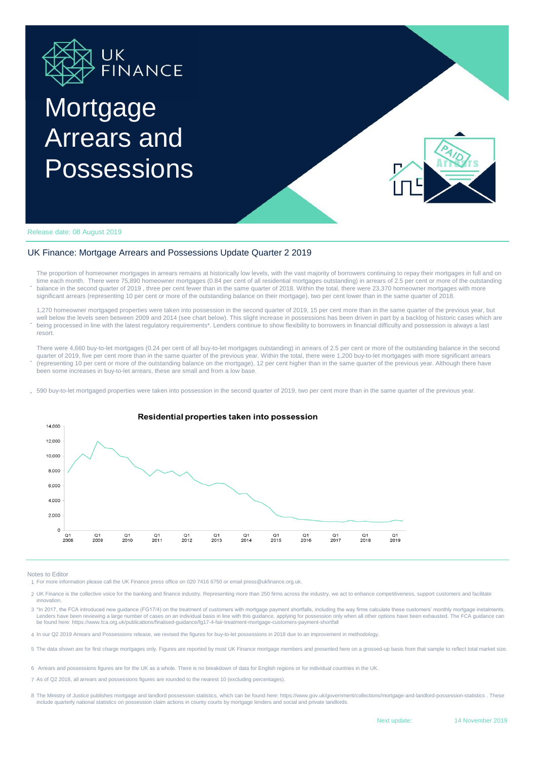UK FINANCE

# Mortgage Arrears and Possessions

Release date: 08 August 2019

## UK Finance: Mortgage Arrears and Possessions Update Quarter 2 2019

- The proportion of homeowner mortgages in arrears remains at historically low levels, with the vast majority of borrowers continuing to repay their mortgages in full and on time each month. There were 75,890 homeowner mortgages (0.84 per cent of all residential mortgages outstanding) in arrears of 2.5 per cent or more of the outstanding balance in the second quarter of 2019 , three per cent fewer than in the same quarter of 2018. Within the total, there were 23,370 homeowner mortgages with more significant arrears (representing 10 per cent or more of the outstanding balance on their mortgage), two per cent lower than in the same quarter of 2018.

- 1,270 homeowner mortgaged properties were taken into possession in the second quarter of 2019, 15 per cent more than in the same quarter of the previous year, but well below the levels seen between 2009 and 2014 (see chart below). This slight increase in possessions has been driven in part by a backlog of historic cases which are being processed in line with the latest regulatory requirements*. Lenders continue to show flexibility to borrowers in financial difficulty and possession is always a last resort.

- There were 4,660 buy-to-let mortgages (0.24 per cent of all buy-to-let mortgages outstanding) in arrears of 2.5 per cent or more of the outstanding balance in the second quarter of 2019, five per cent more than in the same quarter of the previous year. Within the total, there were 1,200 buy-to-let mortgages with more significant arrears (representing 10 per cent or more of the outstanding balance on the mortgage), 12 per cent higher than in the same quarter of the previous year. Although there have been some increases in buy-to-let arrears, these are small and from a low base.

- 590 buy-to-let mortgaged properties were taken into possession in the second quarter of 2019, two per cent more than in the same quarter of the previous year.

**Residential properties taken into possession**

Notes to Editor

1. For more information please call the UK Finance press office on 020 7416 6750 or email press@ukfinance.org.uk.
2. UK Finance is the collective voice for the banking and finance industry. Representing more than 250 firms across the industry, we act to enhance competitiveness, support customers and facilitate innovation.
3. *In 2017, the FCA introduced new guidance (FG17/4) on the treatment of customers with mortgage payment shortfalls, including the way firms calculate these customers' monthly mortgage instalments. Lenders have been reviewing a large number of cases on an individual basis in line with this guidance, applying for possession only when all other options have been exhausted. The FCA guidance can be found here: https://www.fca.org.uk/publications/finalised-guidance/fg17-4-fair-treatment-mortgage-customers-payment-shortfall
4. In our Q2 2019 Arrears and Possessions release, we revised the figures for buy-to-let possessions in 2018 due to an improvement in methodology.
5. The data shown are for first charge mortgages only. Figures are reported by most UK Finance mortgage members and presented here on a grossed-up basis from that sample to reflect total market size.
6. Arrears and possessions figures are for the UK as a whole. There is no breakdown of data for English regions or for individual countries in the UK.
7. As of Q2 2018, all arrears and possessions figures are rounded to the nearest 10 (excluding percentages).
8. The Ministry of Justice publishes mortgage and landlord possession statistics, which can be found here: https://www.gov.uk/government/collections/mortgage-and-landlord-possession-statistics . These include quarterly national statistics on possession claim actions in county courts by mortgage lenders and social and private landlords.

Next update: 14 November 2019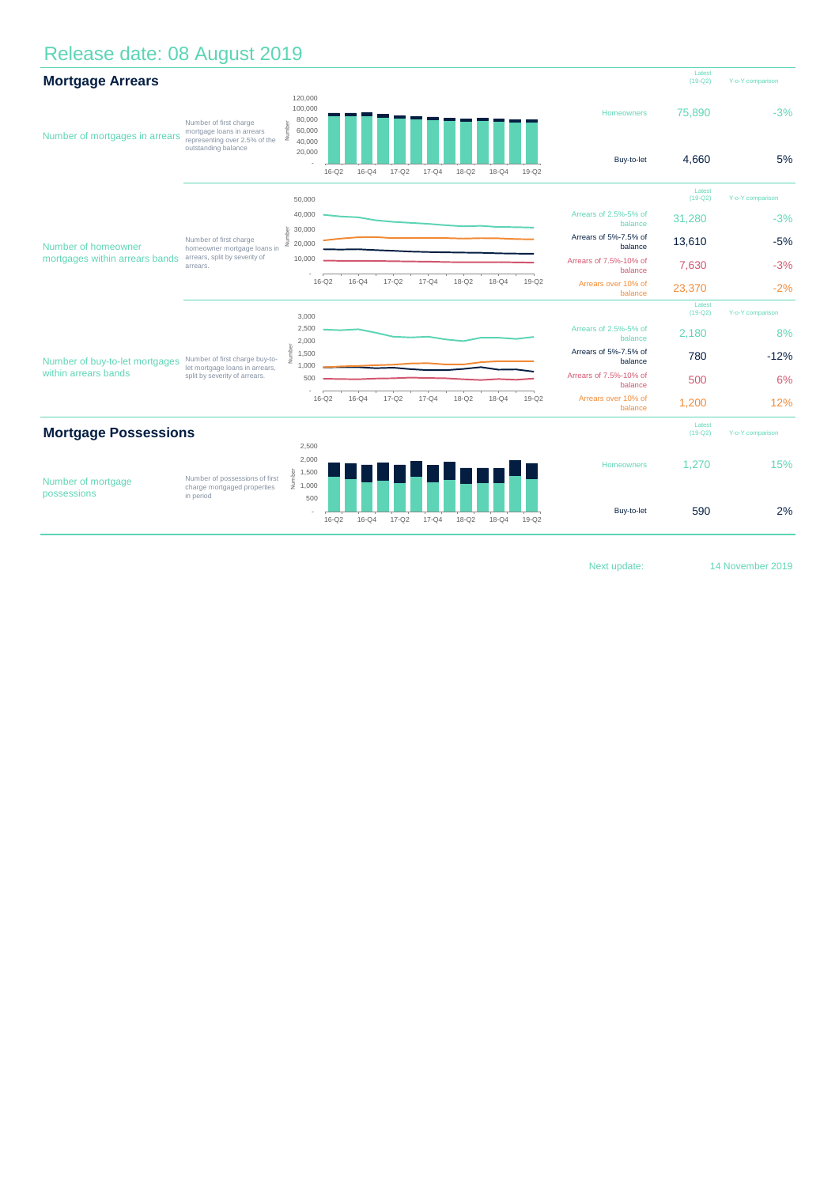# Release date: 08 August 2019

## Mortgage Arrears

| | | | Latest (19-Q2) | Y-o-Y comparison |
|---|---|---|---|---|
| Number of mortgages in arrears | Number of first charge mortgage loans in arrears representing over 2.5% of the outstanding balance | Homeowners | 75,890 | -3% |
| | | Buy-to-let | 4,660 | 5% |
| Number of homeowner mortgages within arrears bands | Number of first charge homeowner mortgage loans in arrears, split by severity of arrears. | Arrears of 2.5%-5% of balance | 31,280 | -3% |
| | | Arrears of 5%-7.5% of balance | 13,610 | -5% |
| | | Arrears of 7.5%-10% of balance | 7,630 | -3% |
| | | Arrears over 10% of balance | 23,370 | -2% |
| Number of buy-to-let mortgages within arrears bands | Number of first charge buy-to-let mortgage loans in arrears, split by severity of arrears. | Arrears of 2.5%-5% of balance | 2,180 | 8% |
| | | Arrears of 5%-7.5% of balance | 780 | -12% |
| | | Arrears of 7.5%-10% of balance | 500 | 6% |
| | | Arrears over 10% of balance | 1,200 | 12% |

## Mortgage Possessions

| | | | Latest (19-Q2) | Y-o-Y comparison |
|---|---|---|---|---|
| Number of mortgage possessions | Number of possessions of first charge mortgaged properties in period | Homeowners | 1,270 | 15% |
| | | Buy-to-let | 590 | 2% |

Next update: 14 November 2019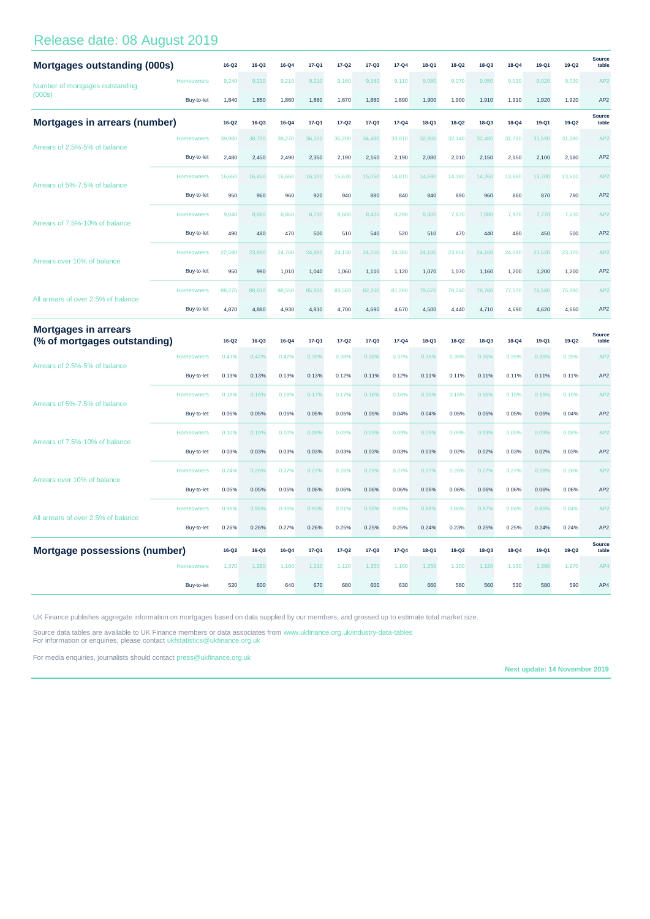# Release date: 08 August 2019

| Mortgages outstanding (000s) | | 16-Q2 | 16-Q3 | 16-Q4 | 17-Q1 | 17-Q2 | 17-Q3 | 17-Q4 | 18-Q1 | 18-Q2 | 18-Q3 | 18-Q4 | 19-Q1 | 19-Q2 | Source table |
|---|---|---|---|---|---|---|---|---|---|---|---|---|---|---|---|
| Number of mortgages outstanding (000s) | Homeowners | 9,240 | 9,230 | 9,210 | 9,210 | 9,160 | 9,160 | 9,110 | 9,080 | 9,070 | 9,050 | 9,030 | 9,020 | 9,030 | AP2 |
| | Buy-to-let | 1,840 | 1,850 | 1,860 | 1,860 | 1,870 | 1,880 | 1,890 | 1,900 | 1,900 | 1,910 | 1,910 | 1,920 | 1,920 | AP2 |

| Mortgages in arrears (number) | | 16-Q2 | 16-Q3 | 16-Q4 | 17-Q1 | 17-Q2 | 17-Q3 | 17-Q4 | 18-Q1 | 18-Q2 | 18-Q3 | 18-Q4 | 19-Q1 | 19-Q2 | Source table |
|---|---|---|---|---|---|---|---|---|---|---|---|---|---|---|---|
| Arrears of 2.5%-5% of balance | Homeowners | 39,980 | 38,790 | 38,270 | 36,220 | 35,200 | 34,480 | 33,810 | 32,900 | 32,140 | 32,480 | 31,710 | 31,590 | 31,280 | AP2 |
| | Buy-to-let | 2,480 | 2,450 | 2,490 | 2,350 | 2,190 | 2,160 | 2,190 | 2,080 | 2,010 | 2,150 | 2,150 | 2,100 | 2,180 | AP2 |
| Arrears of 5%-7.5% of balance | Homeowners | 16,660 | 16,450 | 16,660 | 16,100 | 15,630 | 15,050 | 14,810 | 14,590 | 14,380 | 14,260 | 13,880 | 13,700 | 13,610 | AP2 |
| | Buy-to-let | 950 | 960 | 960 | 920 | 940 | 880 | 840 | 840 | 890 | 960 | 860 | 870 | 780 | AP2 |
| Arrears of 7.5%-10% of balance | Homeowners | 9,040 | 8,880 | 8,860 | 8,730 | 8,600 | 8,420 | 8,290 | 8,000 | 7,870 | 7,880 | 7,970 | 7,770 | 7,630 | AP2 |
| | Buy-to-let | 490 | 480 | 470 | 500 | 510 | 540 | 520 | 510 | 470 | 440 | 480 | 450 | 500 | AP2 |
| Arrears over 10% of balance | Homeowners | 22,590 | 23,890 | 24,760 | 24,880 | 24,130 | 24,250 | 24,380 | 24,180 | 23,850 | 24,160 | 24,010 | 23,520 | 23,370 | AP2 |
| | Buy-to-let | 950 | 990 | 1,010 | 1,040 | 1,060 | 1,110 | 1,120 | 1,070 | 1,070 | 1,160 | 1,200 | 1,200 | 1,200 | AP2 |
| All arrears of over 2.5% of balance | Homeowners | 88,270 | 88,010 | 88,550 | 85,930 | 83,560 | 82,200 | 81,290 | 79,670 | 78,240 | 78,780 | 77,570 | 76,580 | 75,890 | AP2 |
| | Buy-to-let | 4,870 | 4,880 | 4,930 | 4,810 | 4,700 | 4,690 | 4,670 | 4,500 | 4,440 | 4,710 | 4,690 | 4,620 | 4,660 | AP2 |

| Mortgages in arrears (% of mortgages outstanding) | | 16-Q2 | 16-Q3 | 16-Q4 | 17-Q1 | 17-Q2 | 17-Q3 | 17-Q4 | 18-Q1 | 18-Q2 | 18-Q3 | 18-Q4 | 19-Q1 | 19-Q2 | Source table |
|---|---|---|---|---|---|---|---|---|---|---|---|---|---|---|---|
| Arrears of 2.5%-5% of balance | Homeowners | 0.43% | 0.42% | 0.42% | 0.39% | 0.38% | 0.38% | 0.37% | 0.36% | 0.35% | 0.36% | 0.35% | 0.35% | 0.35% | AP2 |
| | Buy-to-let | 0.13% | 0.13% | 0.13% | 0.13% | 0.12% | 0.11% | 0.12% | 0.11% | 0.11% | 0.11% | 0.11% | 0.11% | 0.11% | AP2 |
| Arrears of 5%-7.5% of balance | Homeowners | 0.18% | 0.18% | 0.18% | 0.17% | 0.17% | 0.16% | 0.16% | 0.16% | 0.16% | 0.16% | 0.15% | 0.15% | 0.15% | AP2 |
| | Buy-to-let | 0.05% | 0.05% | 0.05% | 0.05% | 0.05% | 0.05% | 0.04% | 0.04% | 0.05% | 0.05% | 0.05% | 0.05% | 0.04% | AP2 |
| Arrears of 7.5%-10% of balance | Homeowners | 0.10% | 0.10% | 0.10% | 0.09% | 0.09% | 0.09% | 0.09% | 0.09% | 0.09% | 0.09% | 0.09% | 0.09% | 0.08% | AP2 |
| | Buy-to-let | 0.03% | 0.03% | 0.03% | 0.03% | 0.03% | 0.03% | 0.03% | 0.03% | 0.02% | 0.02% | 0.03% | 0.02% | 0.03% | AP2 |
| Arrears over 10% of balance | Homeowners | 0.24% | 0.26% | 0.27% | 0.27% | 0.26% | 0.26% | 0.27% | 0.27% | 0.26% | 0.27% | 0.27% | 0.26% | 0.26% | AP2 |
| | Buy-to-let | 0.05% | 0.05% | 0.05% | 0.06% | 0.06% | 0.06% | 0.06% | 0.06% | 0.06% | 0.06% | 0.06% | 0.06% | 0.06% | AP2 |
| All arrears of over 2.5% of balance | Homeowners | 0.96% | 0.95% | 0.96% | 0.93% | 0.91% | 0.90% | 0.89% | 0.88% | 0.86% | 0.87% | 0.86% | 0.85% | 0.84% | AP2 |
| | Buy-to-let | 0.26% | 0.26% | 0.27% | 0.26% | 0.25% | 0.25% | 0.25% | 0.24% | 0.23% | 0.25% | 0.25% | 0.24% | 0.24% | AP2 |

| Mortgage possessions (number) | | 16-Q2 | 16-Q3 | 16-Q4 | 17-Q1 | 17-Q2 | 17-Q3 | 17-Q4 | 18-Q1 | 18-Q2 | 18-Q3 | 18-Q4 | 19-Q1 | 19-Q2 | Source table |
|---|---|---|---|---|---|---|---|---|---|---|---|---|---|---|---|
| | Homeowners | 1,370 | 1,260 | 1,160 | 1,210 | 1,120 | 1,350 | 1,160 | 1,250 | 1,100 | 1,120 | 1,130 | 1,390 | 1,270 | AP4 |
| | Buy-to-let | 520 | 600 | 640 | 670 | 680 | 600 | 630 | 660 | 580 | 560 | 530 | 580 | 590 | AP4 |

UK Finance publishes aggregate information on mortgages based on data supplied by our members, and grossed up to estimate total market size.

Source data tables are available to UK Finance members or data associates from www.ukfinance.org.uk/industry-data-tables
For information or enquiries, please contact ukfstatistics@ukfinance.org.uk

For media enquiries, journalists should contact press@ukfinance.org.uk

**Next update: 14 November 2019**